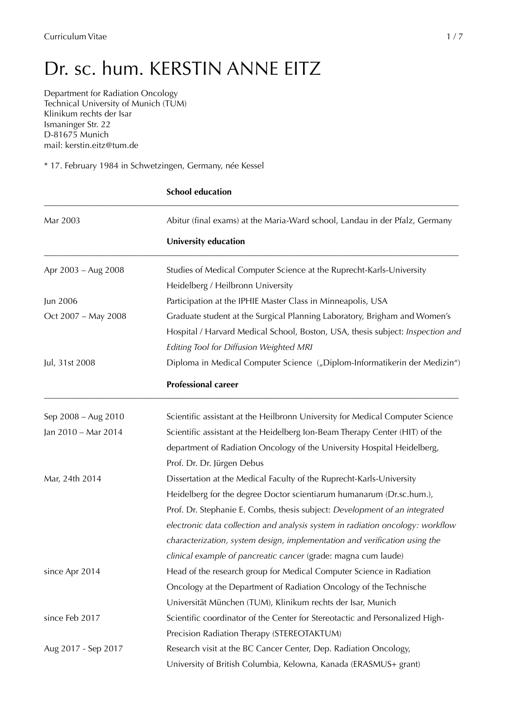# Dr. sc. hum. KERSTIN ANNE EITZ

Department for Radiation Oncology
Technical University of Munich (TUM)
Klinikum rechts der Isar
Ismaninger Str. 22
D-81675 Munich
mail: kerstin.eitz@tum.de

* 17. February 1984 in Schwetzingen, Germany, née Kessel

## School education

| | |
|---|---|
| Mar 2003 | Abitur (final exams) at the Maria-Ward school, Landau in der Pfalz, Germany |

## University education

| | |
|---|---|
| Apr 2003 – Aug 2008 | Studies of Medical Computer Science at the Ruprecht-Karls-University Heidelberg / Heilbronn University |
| Jun 2006 | Participation at the IPHIE Master Class in Minneapolis, USA |
| Oct 2007 – May 2008 | Graduate student at the Surgical Planning Laboratory, Brigham and Women's Hospital / Harvard Medical School, Boston, USA, thesis subject: *Inspection and Editing Tool for Diffusion Weighted MRI* |
| Jul, 31st 2008 | Diploma in Medical Computer Science („Diplom-Informatikerin der Medizin") |

## Professional career

| | |
|---|---|
| Sep 2008 – Aug 2010 | Scientific assistant at the Heilbronn University for Medical Computer Science |
| Jan 2010 – Mar 2014 | Scientific assistant at the Heidelberg Ion-Beam Therapy Center (HIT) of the department of Radiation Oncology of the University Hospital Heidelberg, Prof. Dr. Dr. Jürgen Debus |
| Mar, 24th 2014 | Dissertation at the Medical Faculty of the Ruprecht-Karls-University Heidelberg for the degree Doctor scientiarum humanarum (Dr.sc.hum.), Prof. Dr. Stephanie E. Combs, thesis subject: *Development of an integrated electronic data collection and analysis system in radiation oncology: workflow characterization, system design, implementation and verification using the clinical example of pancreatic cancer* (grade: magna cum laude) |
| since Apr 2014 | Head of the research group for Medical Computer Science in Radiation Oncology at the Department of Radiation Oncology of the Technische Universität München (TUM), Klinikum rechts der Isar, Munich |
| since Feb 2017 | Scientific coordinator of the Center for Stereotactic and Personalized High-Precision Radiation Therapy (STEREOTAKTUM) |
| Aug 2017 - Sep 2017 | Research visit at the BC Cancer Center, Dep. Radiation Oncology, University of British Columbia, Kelowna, Kanada (ERASMUS+ grant) |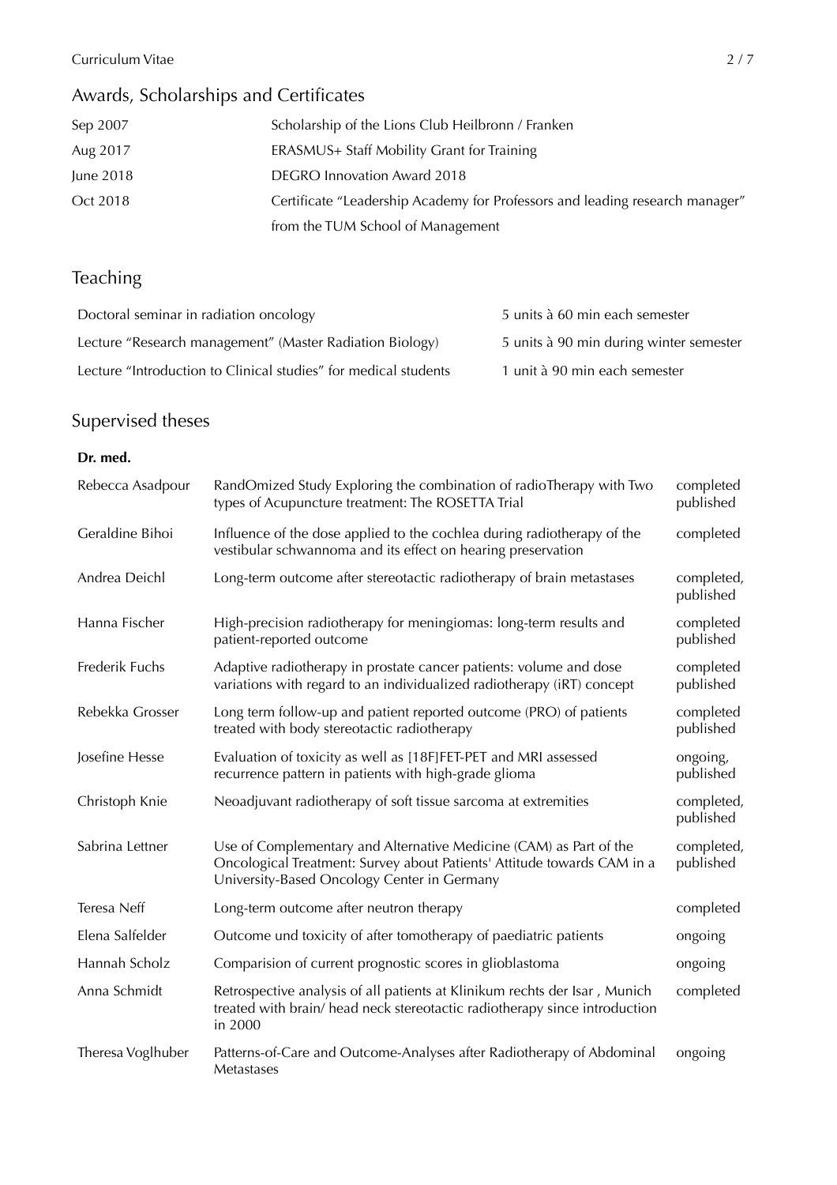## Awards, Scholarships and Certificates

| | |
|---|---|
| Sep 2007 | Scholarship of the Lions Club Heilbronn / Franken |
| Aug 2017 | ERASMUS+ Staff Mobility Grant for Training |
| June 2018 | DEGRO Innovation Award 2018 |
| Oct 2018 | Certificate "Leadership Academy for Professors and leading research manager" from the TUM School of Management |

## Teaching

| | |
|---|---|
| Doctoral seminar in radiation oncology | 5 units à 60 min each semester |
| Lecture "Research management" (Master Radiation Biology) | 5 units à 90 min during winter semester |
| Lecture "Introduction to Clinical studies" for medical students | 1 unit à 90 min each semester |

## Supervised theses

**Dr. med.**

| | | |
|---|---|---|
| Rebecca Asadpour | RandOmized Study Exploring the combination of radioTherapy with Two types of Acupuncture treatment: The ROSETTA Trial | completed published |
| Geraldine Bihoi | Influence of the dose applied to the cochlea during radiotherapy of the vestibular schwannoma and its effect on hearing preservation | completed |
| Andrea Deichl | Long-term outcome after stereotactic radiotherapy of brain metastases | completed, published |
| Hanna Fischer | High-precision radiotherapy for meningiomas: long-term results and patient-reported outcome | completed published |
| Frederik Fuchs | Adaptive radiotherapy in prostate cancer patients: volume and dose variations with regard to an individualized radiotherapy (iRT) concept | completed published |
| Rebekka Grosser | Long term follow-up and patient reported outcome (PRO) of patients treated with body stereotactic radiotherapy | completed published |
| Josefine Hesse | Evaluation of toxicity as well as [18F]FET-PET and MRI assessed recurrence pattern in patients with high-grade glioma | ongoing, published |
| Christoph Knie | Neoadjuvant radiotherapy of soft tissue sarcoma at extremities | completed, published |
| Sabrina Lettner | Use of Complementary and Alternative Medicine (CAM) as Part of the Oncological Treatment: Survey about Patients' Attitude towards CAM in a University-Based Oncology Center in Germany | completed, published |
| Teresa Neff | Long-term outcome after neutron therapy | completed |
| Elena Salfelder | Outcome und toxicity of after tomotherapy of paediatric patients | ongoing |
| Hannah Scholz | Comparision of current prognostic scores in glioblastoma | ongoing |
| Anna Schmidt | Retrospective analysis of all patients at Klinikum rechts der Isar , Munich treated with brain/ head neck stereotactic radiotherapy since introduction in 2000 | completed |
| Theresa Voglhuber | Patterns-of-Care and Outcome-Analyses after Radiotherapy of Abdominal Metastases | ongoing |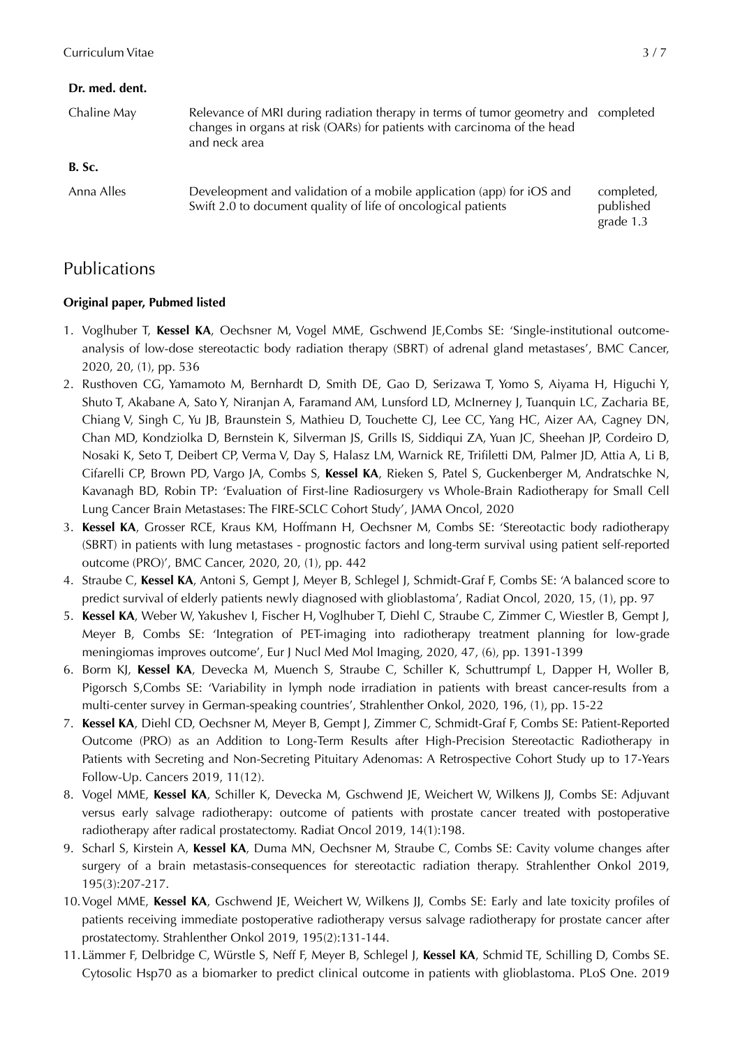**Dr. med. dent.**

| | | |
|---|---|---|
| Chaline May | Relevance of MRI during radiation therapy in terms of tumor geometry and changes in organs at risk (OARs) for patients with carcinoma of the head and neck area | completed |

**B. Sc.**

| | | |
|---|---|---|
| Anna Alles | Develeopment and validation of a mobile application (app) for iOS and Swift 2.0 to document quality of life of oncological patients | completed, published grade 1.3 |

# Publications

**Original paper, Pubmed listed**

1. Voglhuber T, **Kessel KA**, Oechsner M, Vogel MME, Gschwend JE,Combs SE: 'Single-institutional outcome-analysis of low-dose stereotactic body radiation therapy (SBRT) of adrenal gland metastases', BMC Cancer, 2020, 20, (1), pp. 536
2. Rusthoven CG, Yamamoto M, Bernhardt D, Smith DE, Gao D, Serizawa T, Yomo S, Aiyama H, Higuchi Y, Shuto T, Akabane A, Sato Y, Niranjan A, Faramand AM, Lunsford LD, McInerney J, Tuanquin LC, Zacharia BE, Chiang V, Singh C, Yu JB, Braunstein S, Mathieu D, Touchette CJ, Lee CC, Yang HC, Aizer AA, Cagney DN, Chan MD, Kondziolka D, Bernstein K, Silverman JS, Grills IS, Siddiqui ZA, Yuan JC, Sheehan JP, Cordeiro D, Nosaki K, Seto T, Deibert CP, Verma V, Day S, Halasz LM, Warnick RE, Trifiletti DM, Palmer JD, Attia A, Li B, Cifarelli CP, Brown PD, Vargo JA, Combs S, **Kessel KA**, Rieken S, Patel S, Guckenberger M, Andratschke N, Kavanagh BD, Robin TP: 'Evaluation of First-line Radiosurgery vs Whole-Brain Radiotherapy for Small Cell Lung Cancer Brain Metastases: The FIRE-SCLC Cohort Study', JAMA Oncol, 2020
3. **Kessel KA**, Grosser RCE, Kraus KM, Hoffmann H, Oechsner M, Combs SE: 'Stereotactic body radiotherapy (SBRT) in patients with lung metastases - prognostic factors and long-term survival using patient self-reported outcome (PRO)', BMC Cancer, 2020, 20, (1), pp. 442
4. Straube C, **Kessel KA**, Antoni S, Gempt J, Meyer B, Schlegel J, Schmidt-Graf F, Combs SE: 'A balanced score to predict survival of elderly patients newly diagnosed with glioblastoma', Radiat Oncol, 2020, 15, (1), pp. 97
5. **Kessel KA**, Weber W, Yakushev I, Fischer H, Voglhuber T, Diehl C, Straube C, Zimmer C, Wiestler B, Gempt J, Meyer B, Combs SE: 'Integration of PET-imaging into radiotherapy treatment planning for low-grade meningiomas improves outcome', Eur J Nucl Med Mol Imaging, 2020, 47, (6), pp. 1391-1399
6. Borm KJ, **Kessel KA**, Devecka M, Muench S, Straube C, Schiller K, Schuttrumpf L, Dapper H, Woller B, Pigorsch S,Combs SE: 'Variability in lymph node irradiation in patients with breast cancer-results from a multi-center survey in German-speaking countries', Strahlenther Onkol, 2020, 196, (1), pp. 15-22
7. **Kessel KA**, Diehl CD, Oechsner M, Meyer B, Gempt J, Zimmer C, Schmidt-Graf F, Combs SE: Patient-Reported Outcome (PRO) as an Addition to Long-Term Results after High-Precision Stereotactic Radiotherapy in Patients with Secreting and Non-Secreting Pituitary Adenomas: A Retrospective Cohort Study up to 17-Years Follow-Up. Cancers 2019, 11(12).
8. Vogel MME, **Kessel KA**, Schiller K, Devecka M, Gschwend JE, Weichert W, Wilkens JJ, Combs SE: Adjuvant versus early salvage radiotherapy: outcome of patients with prostate cancer treated with postoperative radiotherapy after radical prostatectomy. Radiat Oncol 2019, 14(1):198.
9. Scharl S, Kirstein A, **Kessel KA**, Duma MN, Oechsner M, Straube C, Combs SE: Cavity volume changes after surgery of a brain metastasis-consequences for stereotactic radiation therapy. Strahlenther Onkol 2019, 195(3):207-217.
10. Vogel MME, **Kessel KA**, Gschwend JE, Weichert W, Wilkens JJ, Combs SE: Early and late toxicity profiles of patients receiving immediate postoperative radiotherapy versus salvage radiotherapy for prostate cancer after prostatectomy. Strahlenther Onkol 2019, 195(2):131-144.
11. Lämmer F, Delbridge C, Würstle S, Neff F, Meyer B, Schlegel J, **Kessel KA**, Schmid TE, Schilling D, Combs SE. Cytosolic Hsp70 as a biomarker to predict clinical outcome in patients with glioblastoma. PLoS One. 2019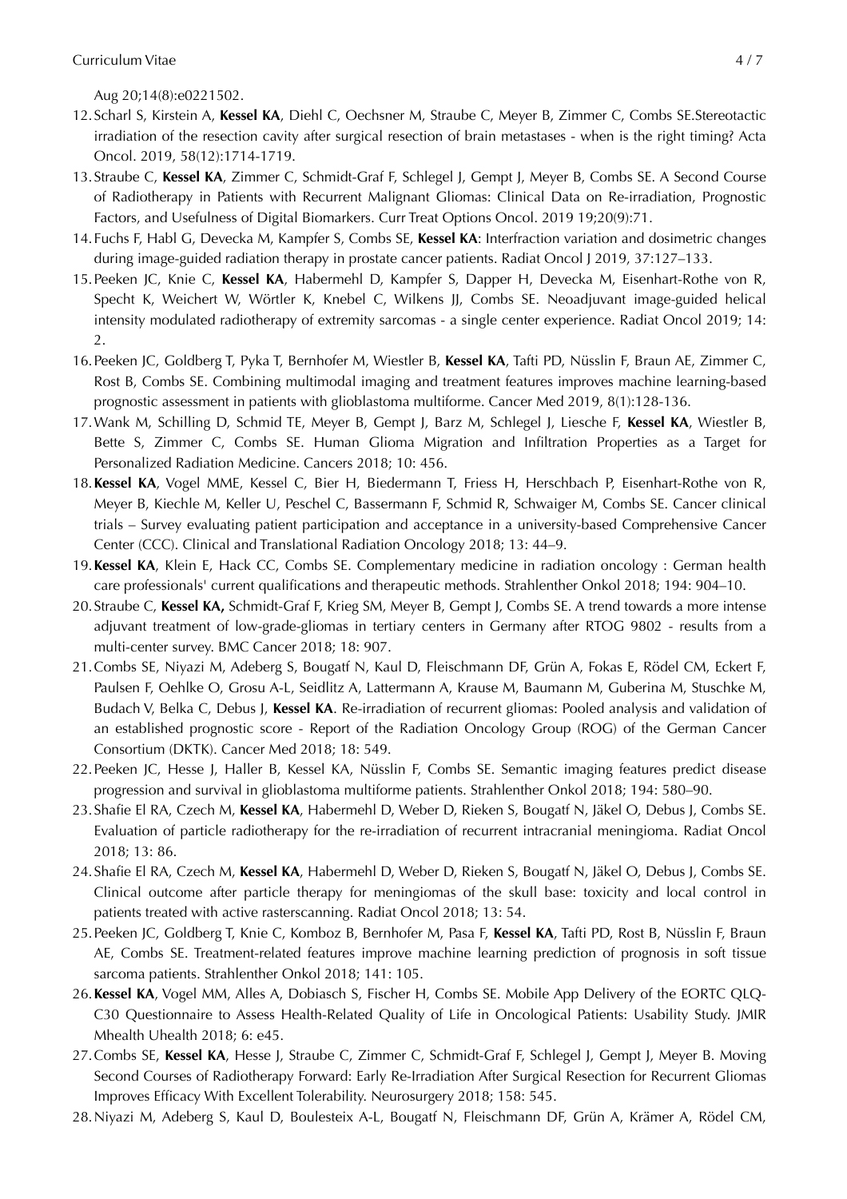Aug 20;14(8):e0221502.

12. Scharl S, Kirstein A, **Kessel KA**, Diehl C, Oechsner M, Straube C, Meyer B, Zimmer C, Combs SE.Stereotactic irradiation of the resection cavity after surgical resection of brain metastases - when is the right timing? Acta Oncol. 2019, 58(12):1714-1719.
13. Straube C, **Kessel KA**, Zimmer C, Schmidt-Graf F, Schlegel J, Gempt J, Meyer B, Combs SE. A Second Course of Radiotherapy in Patients with Recurrent Malignant Gliomas: Clinical Data on Re-irradiation, Prognostic Factors, and Usefulness of Digital Biomarkers. Curr Treat Options Oncol. 2019 19;20(9):71.
14. Fuchs F, Habl G, Devecka M, Kampfer S, Combs SE, **Kessel KA**: Interfraction variation and dosimetric changes during image-guided radiation therapy in prostate cancer patients. Radiat Oncol J 2019, 37:127–133.
15. Peeken JC, Knie C, **Kessel KA**, Habermehl D, Kampfer S, Dapper H, Devecka M, Eisenhart-Rothe von R, Specht K, Weichert W, Wörtler K, Knebel C, Wilkens JJ, Combs SE. Neoadjuvant image-guided helical intensity modulated radiotherapy of extremity sarcomas - a single center experience. Radiat Oncol 2019; 14: 2.
16. Peeken JC, Goldberg T, Pyka T, Bernhofer M, Wiestler B, **Kessel KA**, Tafti PD, Nüsslin F, Braun AE, Zimmer C, Rost B, Combs SE. Combining multimodal imaging and treatment features improves machine learning-based prognostic assessment in patients with glioblastoma multiforme. Cancer Med 2019, 8(1):128-136.
17. Wank M, Schilling D, Schmid TE, Meyer B, Gempt J, Barz M, Schlegel J, Liesche F, **Kessel KA**, Wiestler B, Bette S, Zimmer C, Combs SE. Human Glioma Migration and Infiltration Properties as a Target for Personalized Radiation Medicine. Cancers 2018; 10: 456.
18. **Kessel KA**, Vogel MME, Kessel C, Bier H, Biedermann T, Friess H, Herschbach P, Eisenhart-Rothe von R, Meyer B, Kiechle M, Keller U, Peschel C, Bassermann F, Schmid R, Schwaiger M, Combs SE. Cancer clinical trials – Survey evaluating patient participation and acceptance in a university-based Comprehensive Cancer Center (CCC). Clinical and Translational Radiation Oncology 2018; 13: 44–9.
19. **Kessel KA**, Klein E, Hack CC, Combs SE. Complementary medicine in radiation oncology : German health care professionals' current qualifications and therapeutic methods. Strahlenther Onkol 2018; 194: 904–10.
20. Straube C, **Kessel KA,** Schmidt-Graf F, Krieg SM, Meyer B, Gempt J, Combs SE. A trend towards a more intense adjuvant treatment of low-grade-gliomas in tertiary centers in Germany after RTOG 9802 - results from a multi-center survey. BMC Cancer 2018; 18: 907.
21. Combs SE, Niyazi M, Adeberg S, Bougatf N, Kaul D, Fleischmann DF, Grün A, Fokas E, Rödel CM, Eckert F, Paulsen F, Oehlke O, Grosu A-L, Seidlitz A, Lattermann A, Krause M, Baumann M, Guberina M, Stuschke M, Budach V, Belka C, Debus J, **Kessel KA**. Re-irradiation of recurrent gliomas: Pooled analysis and validation of an established prognostic score - Report of the Radiation Oncology Group (ROG) of the German Cancer Consortium (DKTK). Cancer Med 2018; 18: 549.
22. Peeken JC, Hesse J, Haller B, Kessel KA, Nüsslin F, Combs SE. Semantic imaging features predict disease progression and survival in glioblastoma multiforme patients. Strahlenther Onkol 2018; 194: 580–90.
23. Shafie El RA, Czech M, **Kessel KA**, Habermehl D, Weber D, Rieken S, Bougatf N, Jäkel O, Debus J, Combs SE. Evaluation of particle radiotherapy for the re-irradiation of recurrent intracranial meningioma. Radiat Oncol 2018; 13: 86.
24. Shafie El RA, Czech M, **Kessel KA**, Habermehl D, Weber D, Rieken S, Bougatf N, Jäkel O, Debus J, Combs SE. Clinical outcome after particle therapy for meningiomas of the skull base: toxicity and local control in patients treated with active rasterscanning. Radiat Oncol 2018; 13: 54.
25. Peeken JC, Goldberg T, Knie C, Komboz B, Bernhofer M, Pasa F, **Kessel KA**, Tafti PD, Rost B, Nüsslin F, Braun AE, Combs SE. Treatment-related features improve machine learning prediction of prognosis in soft tissue sarcoma patients. Strahlenther Onkol 2018; 141: 105.
26. **Kessel KA**, Vogel MM, Alles A, Dobiasch S, Fischer H, Combs SE. Mobile App Delivery of the EORTC QLQ-C30 Questionnaire to Assess Health-Related Quality of Life in Oncological Patients: Usability Study. JMIR Mhealth Uhealth 2018; 6: e45.
27. Combs SE, **Kessel KA**, Hesse J, Straube C, Zimmer C, Schmidt-Graf F, Schlegel J, Gempt J, Meyer B. Moving Second Courses of Radiotherapy Forward: Early Re-Irradiation After Surgical Resection for Recurrent Gliomas Improves Efficacy With Excellent Tolerability. Neurosurgery 2018; 158: 545.
28. Niyazi M, Adeberg S, Kaul D, Boulesteix A-L, Bougatf N, Fleischmann DF, Grün A, Krämer A, Rödel CM,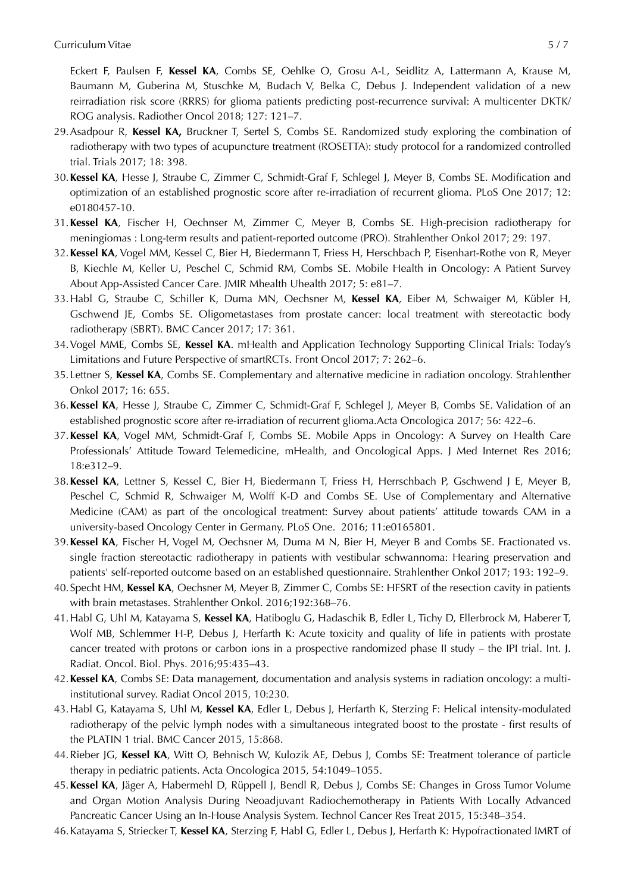Eckert F, Paulsen F, **Kessel KA**, Combs SE, Oehlke O, Grosu A-L, Seidlitz A, Lattermann A, Krause M, Baumann M, Guberina M, Stuschke M, Budach V, Belka C, Debus J. Independent validation of a new reirradiation risk score (RRRS) for glioma patients predicting post-recurrence survival: A multicenter DKTK/ ROG analysis. Radiother Oncol 2018; 127: 121–7.

29. Asadpour R, **Kessel KA,** Bruckner T, Sertel S, Combs SE. Randomized study exploring the combination of radiotherapy with two types of acupuncture treatment (ROSETTA): study protocol for a randomized controlled trial. Trials 2017; 18: 398.
30. **Kessel KA**, Hesse J, Straube C, Zimmer C, Schmidt-Graf F, Schlegel J, Meyer B, Combs SE. Modification and optimization of an established prognostic score after re-irradiation of recurrent glioma. PLoS One 2017; 12: e0180457-10.
31. **Kessel KA**, Fischer H, Oechnser M, Zimmer C, Meyer B, Combs SE. High-precision radiotherapy for meningiomas : Long-term results and patient-reported outcome (PRO). Strahlenther Onkol 2017; 29: 197.
32. **Kessel KA**, Vogel MM, Kessel C, Bier H, Biedermann T, Friess H, Herschbach P, Eisenhart-Rothe von R, Meyer B, Kiechle M, Keller U, Peschel C, Schmid RM, Combs SE. Mobile Health in Oncology: A Patient Survey About App-Assisted Cancer Care. JMIR Mhealth Uhealth 2017; 5: e81–7.
33. Habl G, Straube C, Schiller K, Duma MN, Oechsner M, **Kessel KA**, Eiber M, Schwaiger M, Kübler H, Gschwend JE, Combs SE. Oligometastases from prostate cancer: local treatment with stereotactic body radiotherapy (SBRT). BMC Cancer 2017; 17: 361.
34. Vogel MME, Combs SE, **Kessel KA**. mHealth and Application Technology Supporting Clinical Trials: Today's Limitations and Future Perspective of smartRCTs. Front Oncol 2017; 7: 262–6.
35. Lettner S, **Kessel KA**, Combs SE. Complementary and alternative medicine in radiation oncology. Strahlenther Onkol 2017; 16: 655.
36. **Kessel KA**, Hesse J, Straube C, Zimmer C, Schmidt-Graf F, Schlegel J, Meyer B, Combs SE. Validation of an established prognostic score after re-irradiation of recurrent glioma.Acta Oncologica 2017; 56: 422–6.
37. **Kessel KA**, Vogel MM, Schmidt-Graf F, Combs SE. Mobile Apps in Oncology: A Survey on Health Care Professionals' Attitude Toward Telemedicine, mHealth, and Oncological Apps. J Med Internet Res 2016; 18:e312–9.
38. **Kessel KA**, Lettner S, Kessel C, Bier H, Biedermann T, Friess H, Herrschbach P, Gschwend J E, Meyer B, Peschel C, Schmid R, Schwaiger M, Wolff K-D and Combs SE. Use of Complementary and Alternative Medicine (CAM) as part of the oncological treatment: Survey about patients' attitude towards CAM in a university-based Oncology Center in Germany. PLoS One. 2016; 11:e0165801.
39. **Kessel KA**, Fischer H, Vogel M, Oechsner M, Duma M N, Bier H, Meyer B and Combs SE. Fractionated vs. single fraction stereotactic radiotherapy in patients with vestibular schwannoma: Hearing preservation and patients' self-reported outcome based on an established questionnaire. Strahlenther Onkol 2017; 193: 192–9.
40. Specht HM, **Kessel KA**, Oechsner M, Meyer B, Zimmer C, Combs SE: HFSRT of the resection cavity in patients with brain metastases. Strahlenther Onkol. 2016;192:368–76.
41. Habl G, Uhl M, Katayama S, **Kessel KA**, Hatiboglu G, Hadaschik B, Edler L, Tichy D, Ellerbrock M, Haberer T, Wolf MB, Schlemmer H-P, Debus J, Herfarth K: Acute toxicity and quality of life in patients with prostate cancer treated with protons or carbon ions in a prospective randomized phase II study – the IPI trial. Int. J. Radiat. Oncol. Biol. Phys. 2016;95:435–43.
42. **Kessel KA**, Combs SE: Data management, documentation and analysis systems in radiation oncology: a multi-institutional survey. Radiat Oncol 2015, 10:230.
43. Habl G, Katayama S, Uhl M, **Kessel KA**, Edler L, Debus J, Herfarth K, Sterzing F: Helical intensity-modulated radiotherapy of the pelvic lymph nodes with a simultaneous integrated boost to the prostate - first results of the PLATIN 1 trial. BMC Cancer 2015, 15:868.
44. Rieber JG, **Kessel KA**, Witt O, Behnisch W, Kulozik AE, Debus J, Combs SE: Treatment tolerance of particle therapy in pediatric patients. Acta Oncologica 2015, 54:1049–1055.
45. **Kessel KA**, Jäger A, Habermehl D, Rüppell J, Bendl R, Debus J, Combs SE: Changes in Gross Tumor Volume and Organ Motion Analysis During Neoadjuvant Radiochemotherapy in Patients With Locally Advanced Pancreatic Cancer Using an In-House Analysis System. Technol Cancer Res Treat 2015, 15:348–354.
46. Katayama S, Striecker T, **Kessel KA**, Sterzing F, Habl G, Edler L, Debus J, Herfarth K: Hypofractionated IMRT of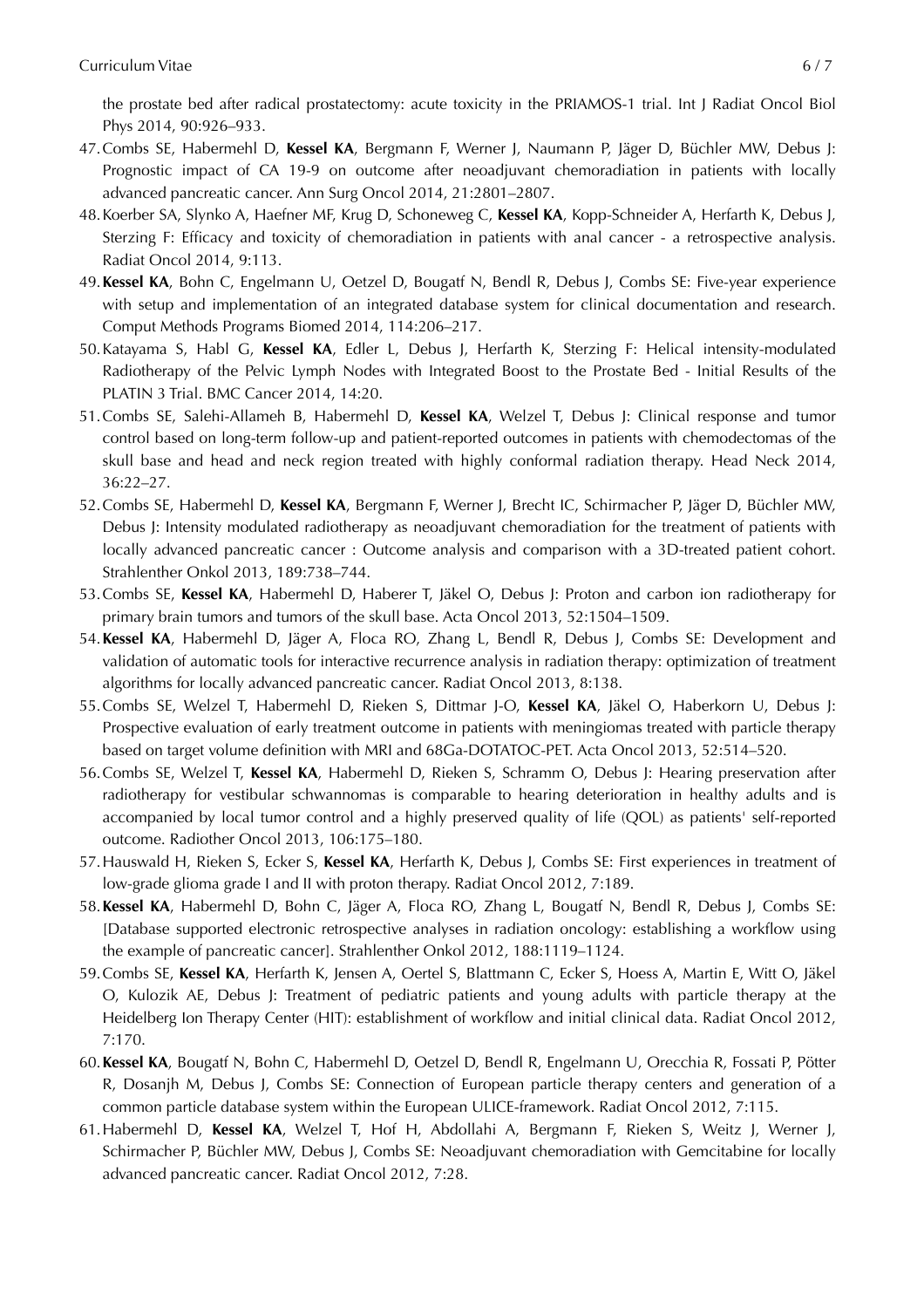the prostate bed after radical prostatectomy: acute toxicity in the PRIAMOS-1 trial. Int J Radiat Oncol Biol Phys 2014, 90:926–933.

47. Combs SE, Habermehl D, **Kessel KA**, Bergmann F, Werner J, Naumann P, Jäger D, Büchler MW, Debus J: Prognostic impact of CA 19-9 on outcome after neoadjuvant chemoradiation in patients with locally advanced pancreatic cancer. Ann Surg Oncol 2014, 21:2801–2807.
48. Koerber SA, Slynko A, Haefner MF, Krug D, Schoneweg C, **Kessel KA**, Kopp-Schneider A, Herfarth K, Debus J, Sterzing F: Efficacy and toxicity of chemoradiation in patients with anal cancer - a retrospective analysis. Radiat Oncol 2014, 9:113.
49. **Kessel KA**, Bohn C, Engelmann U, Oetzel D, Bougatf N, Bendl R, Debus J, Combs SE: Five-year experience with setup and implementation of an integrated database system for clinical documentation and research. Comput Methods Programs Biomed 2014, 114:206–217.
50. Katayama S, Habl G, **Kessel KA**, Edler L, Debus J, Herfarth K, Sterzing F: Helical intensity-modulated Radiotherapy of the Pelvic Lymph Nodes with Integrated Boost to the Prostate Bed - Initial Results of the PLATIN 3 Trial. BMC Cancer 2014, 14:20.
51. Combs SE, Salehi-Allameh B, Habermehl D, **Kessel KA**, Welzel T, Debus J: Clinical response and tumor control based on long-term follow-up and patient-reported outcomes in patients with chemodectomas of the skull base and head and neck region treated with highly conformal radiation therapy. Head Neck 2014, 36:22–27.
52. Combs SE, Habermehl D, **Kessel KA**, Bergmann F, Werner J, Brecht IC, Schirmacher P, Jäger D, Büchler MW, Debus J: Intensity modulated radiotherapy as neoadjuvant chemoradiation for the treatment of patients with locally advanced pancreatic cancer : Outcome analysis and comparison with a 3D-treated patient cohort. Strahlenther Onkol 2013, 189:738–744.
53. Combs SE, **Kessel KA**, Habermehl D, Haberer T, Jäkel O, Debus J: Proton and carbon ion radiotherapy for primary brain tumors and tumors of the skull base. Acta Oncol 2013, 52:1504–1509.
54. **Kessel KA**, Habermehl D, Jäger A, Floca RO, Zhang L, Bendl R, Debus J, Combs SE: Development and validation of automatic tools for interactive recurrence analysis in radiation therapy: optimization of treatment algorithms for locally advanced pancreatic cancer. Radiat Oncol 2013, 8:138.
55. Combs SE, Welzel T, Habermehl D, Rieken S, Dittmar J-O, **Kessel KA**, Jäkel O, Haberkorn U, Debus J: Prospective evaluation of early treatment outcome in patients with meningiomas treated with particle therapy based on target volume definition with MRI and 68Ga-DOTATOC-PET. Acta Oncol 2013, 52:514–520.
56. Combs SE, Welzel T, **Kessel KA**, Habermehl D, Rieken S, Schramm O, Debus J: Hearing preservation after radiotherapy for vestibular schwannomas is comparable to hearing deterioration in healthy adults and is accompanied by local tumor control and a highly preserved quality of life (QOL) as patients' self-reported outcome. Radiother Oncol 2013, 106:175–180.
57. Hauswald H, Rieken S, Ecker S, **Kessel KA**, Herfarth K, Debus J, Combs SE: First experiences in treatment of low-grade glioma grade I and II with proton therapy. Radiat Oncol 2012, 7:189.
58. **Kessel KA**, Habermehl D, Bohn C, Jäger A, Floca RO, Zhang L, Bougatf N, Bendl R, Debus J, Combs SE: [Database supported electronic retrospective analyses in radiation oncology: establishing a workflow using the example of pancreatic cancer]. Strahlenther Onkol 2012, 188:1119–1124.
59. Combs SE, **Kessel KA**, Herfarth K, Jensen A, Oertel S, Blattmann C, Ecker S, Hoess A, Martin E, Witt O, Jäkel O, Kulozik AE, Debus J: Treatment of pediatric patients and young adults with particle therapy at the Heidelberg Ion Therapy Center (HIT): establishment of workflow and initial clinical data. Radiat Oncol 2012, 7:170.
60. **Kessel KA**, Bougatf N, Bohn C, Habermehl D, Oetzel D, Bendl R, Engelmann U, Orecchia R, Fossati P, Pötter R, Dosanjh M, Debus J, Combs SE: Connection of European particle therapy centers and generation of a common particle database system within the European ULICE-framework. Radiat Oncol 2012, 7:115.
61. Habermehl D, **Kessel KA**, Welzel T, Hof H, Abdollahi A, Bergmann F, Rieken S, Weitz J, Werner J, Schirmacher P, Büchler MW, Debus J, Combs SE: Neoadjuvant chemoradiation with Gemcitabine for locally advanced pancreatic cancer. Radiat Oncol 2012, 7:28.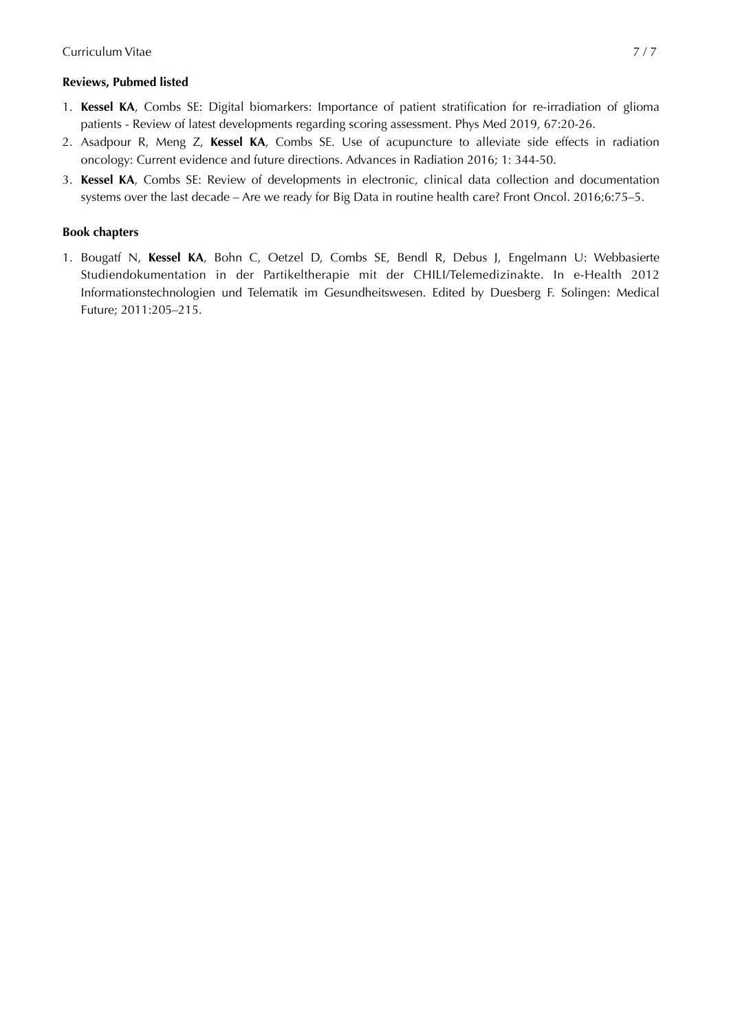### Reviews, Pubmed listed

1. **Kessel KA**, Combs SE: Digital biomarkers: Importance of patient stratification for re-irradiation of glioma patients - Review of latest developments regarding scoring assessment. Phys Med 2019, 67:20-26.
2. Asadpour R, Meng Z, **Kessel KA**, Combs SE. Use of acupuncture to alleviate side effects in radiation oncology: Current evidence and future directions. Advances in Radiation 2016; 1: 344-50.
3. **Kessel KA**, Combs SE: Review of developments in electronic, clinical data collection and documentation systems over the last decade – Are we ready for Big Data in routine health care? Front Oncol. 2016;6:75–5.

### Book chapters

1. Bougatf N, **Kessel KA**, Bohn C, Oetzel D, Combs SE, Bendl R, Debus J, Engelmann U: Webbasierte Studiendokumentation in der Partikeltherapie mit der CHILI/Telemedizinakte. In e-Health 2012 Informationstechnologien und Telematik im Gesundheitswesen. Edited by Duesberg F. Solingen: Medical Future; 2011:205–215.